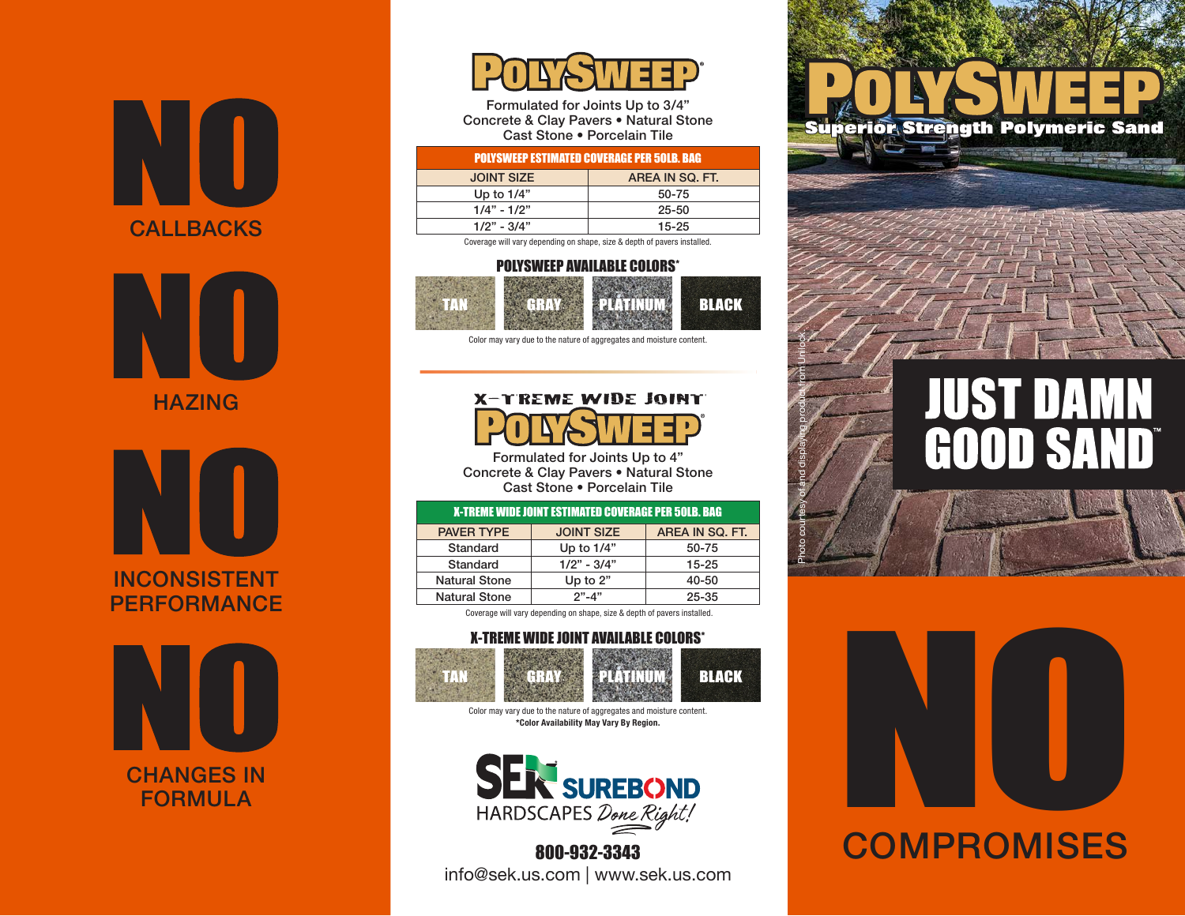# NO
CALLBACKS

# NO
HAZING

# NO
INCONSISTENT PERFORMANCE

# NO
CHANGES IN FORMULA

## POLYSWEEP®

Formulated for Joints Up to 3/4"
Concrete & Clay Pavers • Natural Stone
Cast Stone • Porcelain Tile

| POLYSWEEP ESTIMATED COVERAGE PER 50LB. BAG | |
|---|---|
| JOINT SIZE | AREA IN SQ. FT. |
| Up to 1/4" | 50-75 |
| 1/4" - 1/2" | 25-50 |
| 1/2" - 3/4" | 15-25 |

Coverage will vary depending on shape, size & depth of pavers installed.

### POLYSWEEP AVAILABLE COLORS*

TAN | GRAY | PLATINUM | BLACK

Color may vary due to the nature of aggregates and moisture content.

## X-TREME WIDE JOINT™ POLYSWEEP®

Formulated for Joints Up to 4"
Concrete & Clay Pavers • Natural Stone
Cast Stone • Porcelain Tile

| X-TREME WIDE JOINT ESTIMATED COVERAGE PER 50LB. BAG | | |
|---|---|---|
| PAVER TYPE | JOINT SIZE | AREA IN SQ. FT. |
| Standard | Up to 1/4" | 50-75 |
| Standard | 1/2" - 3/4" | 15-25 |
| Natural Stone | Up to 2" | 40-50 |
| Natural Stone | 2"-4" | 25-35 |

Coverage will vary depending on shape, size & depth of pavers installed.

### X-TREME WIDE JOINT AVAILABLE COLORS*

TAN | GRAY | PLATINUM | BLACK

Color may vary due to the nature of aggregates and moisture content.
**\*Color Availability May Vary By Region.**

SEK SUREBOND
HARDSCAPES *Done Right!*

**800-932-3343**
info@sek.us.com | www.sek.us.com

# POLYSWEEP
**Superior Strength Polymeric Sand**

Photo courtesy of and displaying product from Unilock

# JUST DAMN GOOD SAND™

# NO
COMPROMISES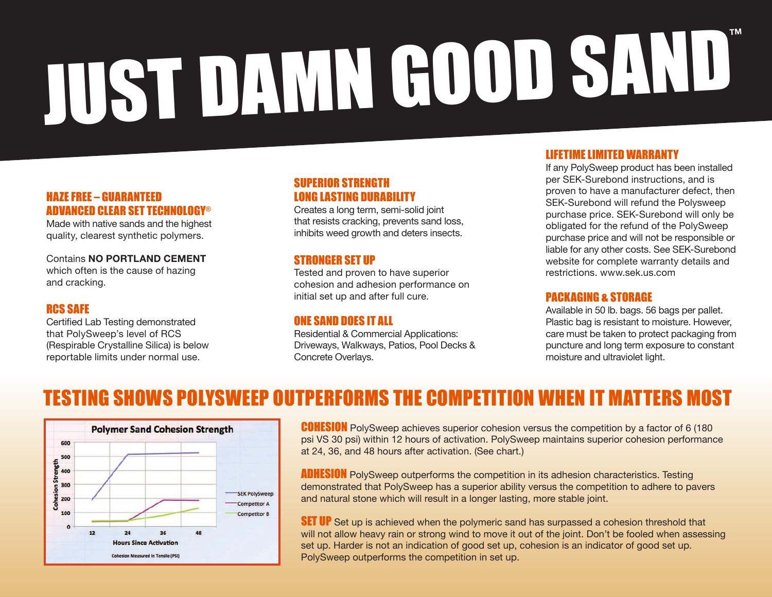# JUST DAMN GOOD SAND™

### HAZE FREE – GUARANTEED ADVANCED CLEAR SET TECHNOLOGY®

Made with native sands and the highest quality, clearest synthetic polymers.

Contains **NO PORTLAND CEMENT** which often is the cause of hazing and cracking.

### RCS SAFE

Certified Lab Testing demonstrated that PolySweep's level of RCS (Respirable Crystalline Silica) is below reportable limits under normal use.

### SUPERIOR STRENGTH LONG LASTING DURABILITY

Creates a long term, semi-solid joint that resists cracking, prevents sand loss, inhibits weed growth and deters insects.

### STRONGER SET UP

Tested and proven to have superior cohesion and adhesion performance on initial set up and after full cure.

### ONE SAND DOES IT ALL

Residential & Commercial Applications: Driveways, Walkways, Patios, Pool Decks & Concrete Overlays.

### LIFETIME LIMITED WARRANTY

If any PolySweep product has been installed per SEK-Surebond instructions, and is proven to have a manufacturer defect, then SEK-Surebond will refund the Polysweep purchase price. SEK-Surebond will only be obligated for the refund of the PolySweep purchase price and will not be responsible or liable for any other costs. See SEK-Surebond website for complete warranty details and restrictions. www.sek.us.com

### PACKAGING & STORAGE

Available in 50 lb. bags. 56 bags per pallet. Plastic bag is resistant to moisture. However, care must be taken to protect packaging from puncture and long term exposure to constant moisture and ultraviolet light.

## TESTING SHOWS POLYSWEEP OUTPERFORMS THE COMPETITION WHEN IT MATTERS MOST

Polymer Sand Cohesion Strength

Cohesion Strength

600
500
400
300
200
100
0

12
24
36
48

Hours Since Activation

Cohesion Measured In Tensile (PSI)

SEK PolySweep
Competitor A
Competitor B

**COHESION** PolySweep achieves superior cohesion versus the competition by a factor of 6 (180 psi VS 30 psi) within 12 hours of activation. PolySweep maintains superior cohesion performance at 24, 36, and 48 hours after activation. (See chart.)

**ADHESION** PolySweep outperforms the competition in its adhesion characteristics. Testing demonstrated that PolySweep has a superior ability versus the competition to adhere to pavers and natural stone which will result in a longer lasting, more stable joint.

**SET UP** Set up is achieved when the polymeric sand has surpassed a cohesion threshold that will not allow heavy rain or strong wind to move it out of the joint. Don't be fooled when assessing set up. Harder is not an indication of good set up, cohesion is an indicator of good set up. PolySweep outperforms the competition in set up.